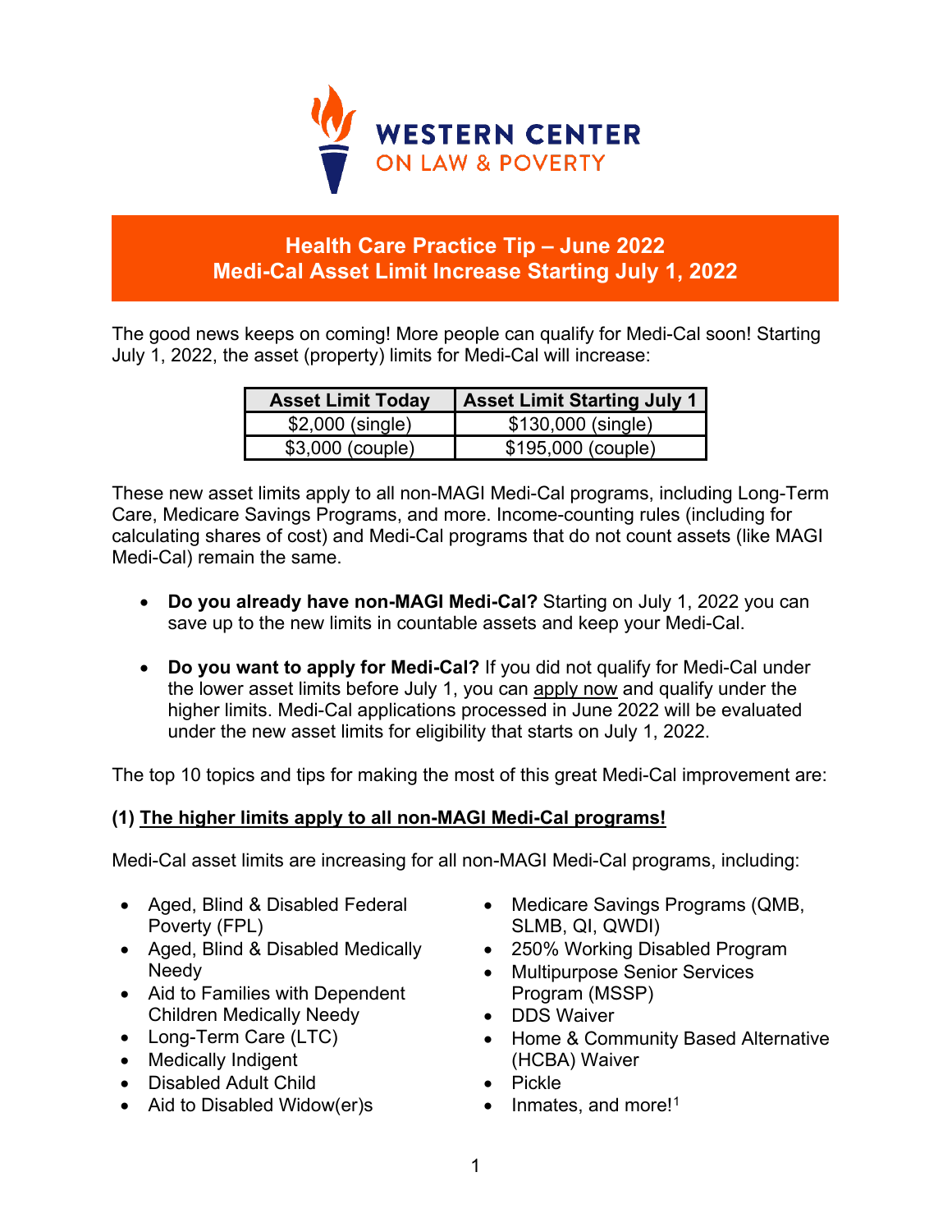WESTERN CENTER ON LAW & POVERTY

# Health Care Practice Tip – June 2022
# Medi-Cal Asset Limit Increase Starting July 1, 2022

The good news keeps on coming! More people can qualify for Medi-Cal soon! Starting July 1, 2022, the asset (property) limits for Medi-Cal will increase:

| Asset Limit Today | Asset Limit Starting July 1 |
| --- | --- |
| $2,000 (single) | $130,000 (single) |
| $3,000 (couple) | $195,000 (couple) |

These new asset limits apply to all non-MAGI Medi-Cal programs, including Long-Term Care, Medicare Savings Programs, and more. Income-counting rules (including for calculating shares of cost) and Medi-Cal programs that do not count assets (like MAGI Medi-Cal) remain the same.

- **Do you already have non-MAGI Medi-Cal?** Starting on July 1, 2022 you can save up to the new limits in countable assets and keep your Medi-Cal.
- **Do you want to apply for Medi-Cal?** If you did not qualify for Medi-Cal under the lower asset limits before July 1, you can apply now and qualify under the higher limits. Medi-Cal applications processed in June 2022 will be evaluated under the new asset limits for eligibility that starts on July 1, 2022.

The top 10 topics and tips for making the most of this great Medi-Cal improvement are:

## (1) The higher limits apply to all non-MAGI Medi-Cal programs!

Medi-Cal asset limits are increasing for all non-MAGI Medi-Cal programs, including:

- Aged, Blind & Disabled Federal Poverty (FPL)
- Aged, Blind & Disabled Medically Needy
- Aid to Families with Dependent Children Medically Needy
- Long-Term Care (LTC)
- Medically Indigent
- Disabled Adult Child
- Aid to Disabled Widow(er)s
- Medicare Savings Programs (QMB, SLMB, QI, QWDI)
- 250% Working Disabled Program
- Multipurpose Senior Services Program (MSSP)
- DDS Waiver
- Home & Community Based Alternative (HCBA) Waiver
- Pickle
- Inmates, and more![1]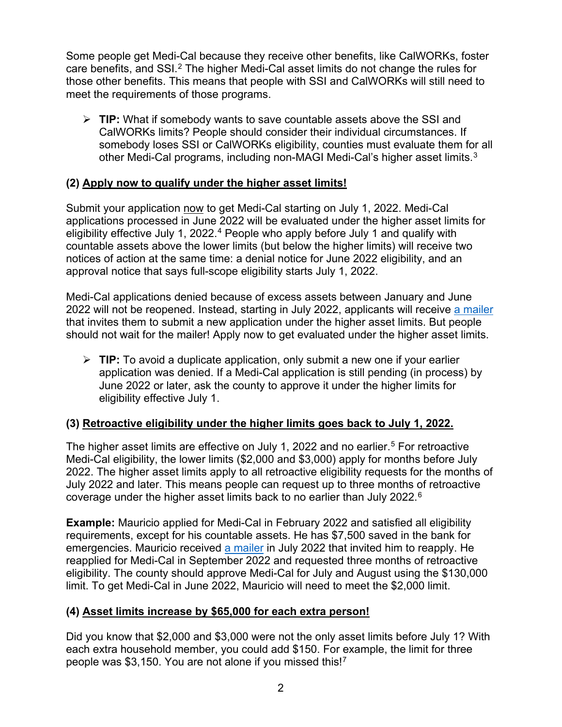Some people get Medi-Cal because they receive other benefits, like CalWORKs, foster care benefits, and SSI.[2] The higher Medi-Cal asset limits do not change the rules for those other benefits. This means that people with SSI and CalWORKs will still need to meet the requirements of those programs.

- **TIP:** What if somebody wants to save countable assets above the SSI and CalWORKs limits? People should consider their individual circumstances. If somebody loses SSI or CalWORKs eligibility, counties must evaluate them for all other Medi-Cal programs, including non-MAGI Medi-Cal's higher asset limits.[3]

### (2) Apply now to qualify under the higher asset limits!

Submit your application now to get Medi-Cal starting on July 1, 2022. Medi-Cal applications processed in June 2022 will be evaluated under the higher asset limits for eligibility effective July 1, 2022.[4] People who apply before July 1 and qualify with countable assets above the lower limits (but below the higher limits) will receive two notices of action at the same time: a denial notice for June 2022 eligibility, and an approval notice that says full-scope eligibility starts July 1, 2022.

Medi-Cal applications denied because of excess assets between January and June 2022 will not be reopened. Instead, starting in July 2022, applicants will receive a mailer that invites them to submit a new application under the higher asset limits. But people should not wait for the mailer! Apply now to get evaluated under the higher asset limits.

- **TIP:** To avoid a duplicate application, only submit a new one if your earlier application was denied. If a Medi-Cal application is still pending (in process) by June 2022 or later, ask the county to approve it under the higher limits for eligibility effective July 1.

### (3) Retroactive eligibility under the higher limits goes back to July 1, 2022.

The higher asset limits are effective on July 1, 2022 and no earlier.[5] For retroactive Medi-Cal eligibility, the lower limits ($2,000 and $3,000) apply for months before July 2022. The higher asset limits apply to all retroactive eligibility requests for the months of July 2022 and later. This means people can request up to three months of retroactive coverage under the higher asset limits back to no earlier than July 2022.[6]

**Example:** Mauricio applied for Medi-Cal in February 2022 and satisfied all eligibility requirements, except for his countable assets. He has $7,500 saved in the bank for emergencies. Mauricio received a mailer in July 2022 that invited him to reapply. He reapplied for Medi-Cal in September 2022 and requested three months of retroactive eligibility. The county should approve Medi-Cal for July and August using the $130,000 limit. To get Medi-Cal in June 2022, Mauricio will need to meet the $2,000 limit.

### (4) Asset limits increase by $65,000 for each extra person!

Did you know that $2,000 and $3,000 were not the only asset limits before July 1? With each extra household member, you could add $150. For example, the limit for three people was $3,150. You are not alone if you missed this![7]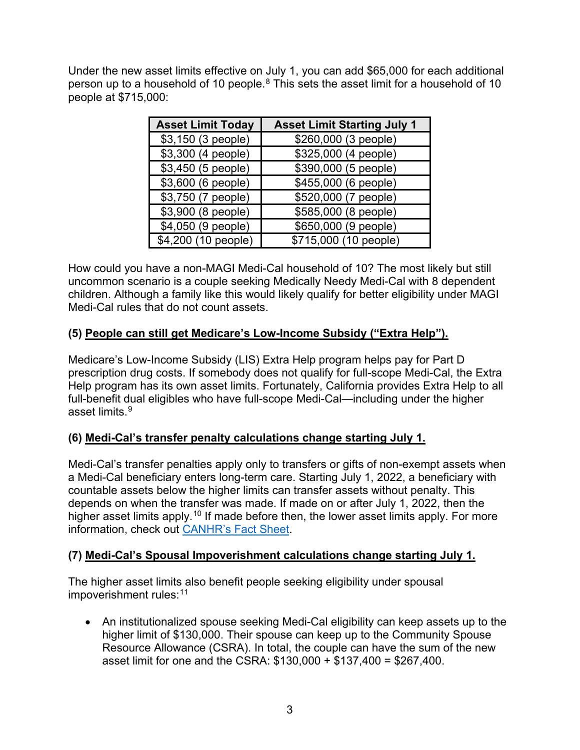Under the new asset limits effective on July 1, you can add $65,000 for each additional person up to a household of 10 people.[8] This sets the asset limit for a household of 10 people at $715,000:

| Asset Limit Today | Asset Limit Starting July 1 |
|---|---|
| $3,150 (3 people) | $260,000 (3 people) |
| $3,300 (4 people) | $325,000 (4 people) |
| $3,450 (5 people) | $390,000 (5 people) |
| $3,600 (6 people) | $455,000 (6 people) |
| $3,750 (7 people) | $520,000 (7 people) |
| $3,900 (8 people) | $585,000 (8 people) |
| $4,050 (9 people) | $650,000 (9 people) |
| $4,200 (10 people) | $715,000 (10 people) |

How could you have a non-MAGI Medi-Cal household of 10? The most likely but still uncommon scenario is a couple seeking Medically Needy Medi-Cal with 8 dependent children. Although a family like this would likely qualify for better eligibility under MAGI Medi-Cal rules that do not count assets.

### (5) People can still get Medicare's Low-Income Subsidy ("Extra Help").

Medicare's Low-Income Subsidy (LIS) Extra Help program helps pay for Part D prescription drug costs. If somebody does not qualify for full-scope Medi-Cal, the Extra Help program has its own asset limits. Fortunately, California provides Extra Help to all full-benefit dual eligibles who have full-scope Medi-Cal—including under the higher asset limits.[9]

### (6) Medi-Cal's transfer penalty calculations change starting July 1.

Medi-Cal's transfer penalties apply only to transfers or gifts of non-exempt assets when a Medi-Cal beneficiary enters long-term care. Starting July 1, 2022, a beneficiary with countable assets below the higher limits can transfer assets without penalty. This depends on when the transfer was made. If made on or after July 1, 2022, then the higher asset limits apply.[10] If made before then, the lower asset limits apply. For more information, check out [CANHR's Fact Sheet](CANHR's Fact Sheet).

### (7) Medi-Cal's Spousal Impoverishment calculations change starting July 1.

The higher asset limits also benefit people seeking eligibility under spousal impoverishment rules:[11]

- An institutionalized spouse seeking Medi-Cal eligibility can keep assets up to the higher limit of $130,000. Their spouse can keep up to the Community Spouse Resource Allowance (CSRA). In total, the couple can have the sum of the new asset limit for one and the CSRA: $130,000 + $137,400 = $267,400.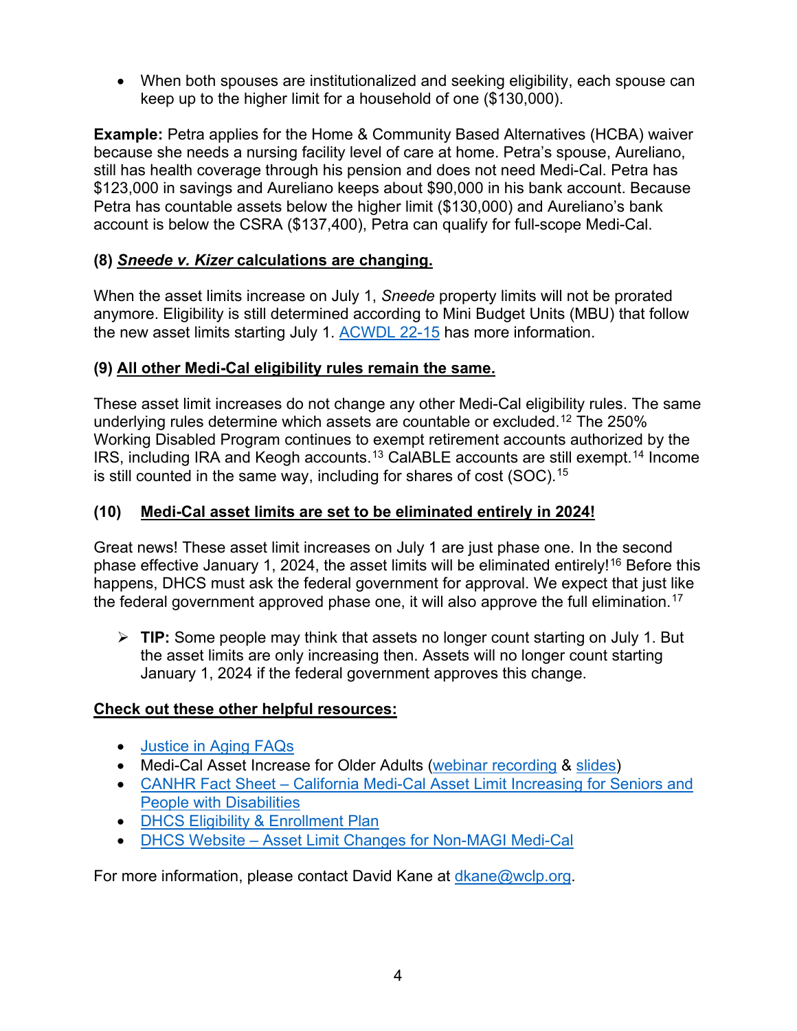- When both spouses are institutionalized and seeking eligibility, each spouse can keep up to the higher limit for a household of one ($130,000).

**Example:** Petra applies for the Home & Community Based Alternatives (HCBA) waiver because she needs a nursing facility level of care at home. Petra's spouse, Aureliano, still has health coverage through his pension and does not need Medi-Cal. Petra has $123,000 in savings and Aureliano keeps about $90,000 in his bank account. Because Petra has countable assets below the higher limit ($130,000) and Aureliano's bank account is below the CSRA ($137,400), Petra can qualify for full-scope Medi-Cal.

### (8) ***Sneede v. Kizer*** **calculations are changing.**

When the asset limits increase on July 1, *Sneede* property limits will not be prorated anymore. Eligibility is still determined according to Mini Budget Units (MBU) that follow the new asset limits starting July 1. [ACWDL 22-15](ACWDL 22-15) has more information.

### (9) All other Medi-Cal eligibility rules remain the same.

These asset limit increases do not change any other Medi-Cal eligibility rules. The same underlying rules determine which assets are countable or excluded.[12] The 250% Working Disabled Program continues to exempt retirement accounts authorized by the IRS, including IRA and Keogh accounts.[13] CalABLE accounts are still exempt.[14] Income is still counted in the same way, including for shares of cost (SOC).[15]

### (10) Medi-Cal asset limits are set to be eliminated entirely in 2024!

Great news! These asset limit increases on July 1 are just phase one. In the second phase effective January 1, 2024, the asset limits will be eliminated entirely![16] Before this happens, DHCS must ask the federal government for approval. We expect that just like the federal government approved phase one, it will also approve the full elimination.[17]

- **TIP:** Some people may think that assets no longer count starting on July 1. But the asset limits are only increasing then. Assets will no longer count starting January 1, 2024 if the federal government approves this change.

**Check out these other helpful resources:**

- Justice in Aging FAQs
- Medi-Cal Asset Increase for Older Adults (webinar recording & slides)
- CANHR Fact Sheet – California Medi-Cal Asset Limit Increasing for Seniors and People with Disabilities
- DHCS Eligibility & Enrollment Plan
- DHCS Website – Asset Limit Changes for Non-MAGI Medi-Cal

For more information, please contact David Kane at dkane@wclp.org.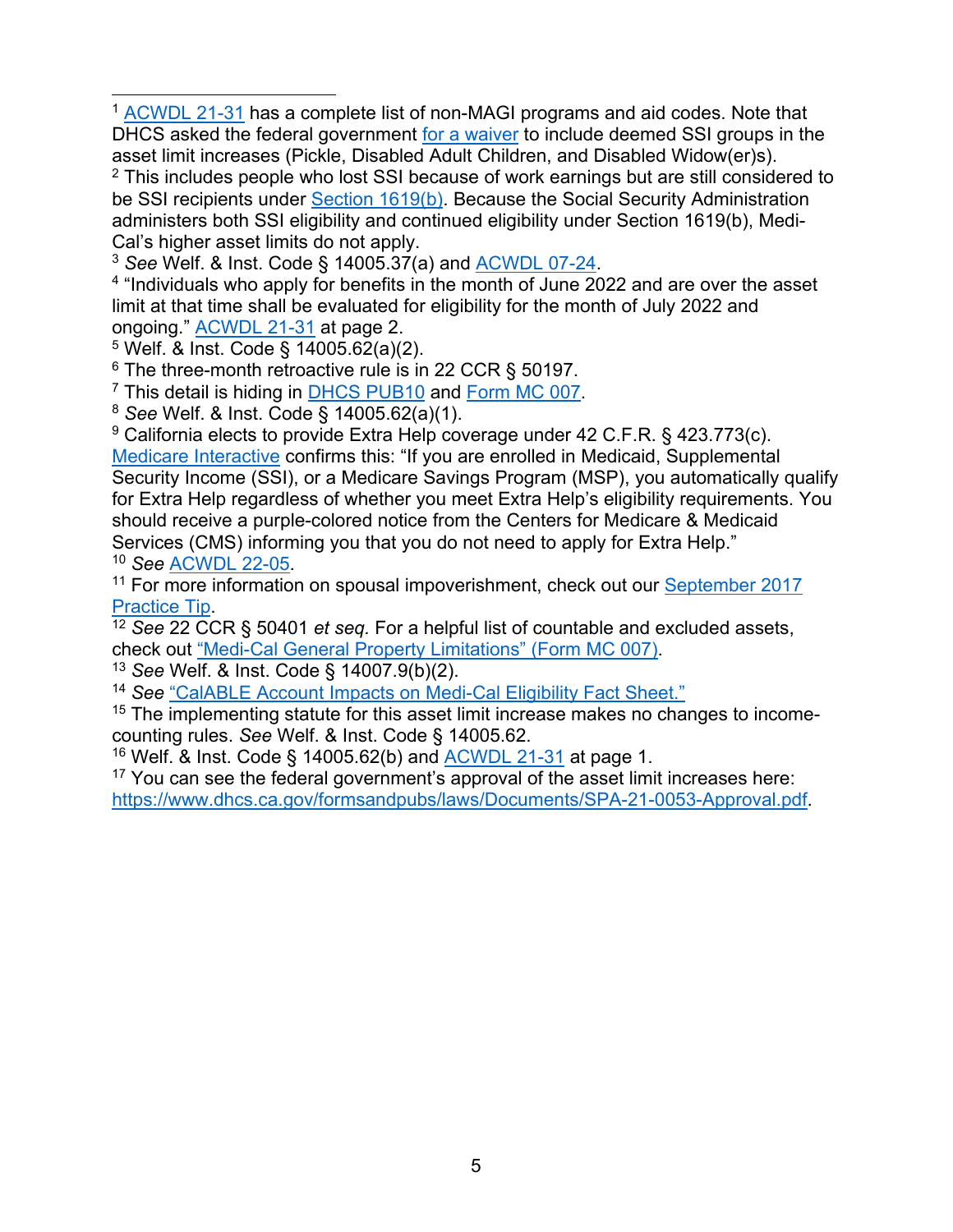[1] ACWDL 21-31 has a complete list of non-MAGI programs and aid codes. Note that DHCS asked the federal government for a waiver to include deemed SSI groups in the asset limit increases (Pickle, Disabled Adult Children, and Disabled Widow(er)s).

[2] This includes people who lost SSI because of work earnings but are still considered to be SSI recipients under Section 1619(b). Because the Social Security Administration administers both SSI eligibility and continued eligibility under Section 1619(b), Medi-Cal's higher asset limits do not apply.

[3] *See* Welf. & Inst. Code § 14005.37(a) and ACWDL 07-24.

[4] "Individuals who apply for benefits in the month of June 2022 and are over the asset limit at that time shall be evaluated for eligibility for the month of July 2022 and ongoing." ACWDL 21-31 at page 2.

[5] Welf. & Inst. Code § 14005.62(a)(2).

[6] The three-month retroactive rule is in 22 CCR § 50197.

[7] This detail is hiding in DHCS PUB10 and Form MC 007.

[8] *See* Welf. & Inst. Code § 14005.62(a)(1).

[9] California elects to provide Extra Help coverage under 42 C.F.R. § 423.773(c). Medicare Interactive confirms this: "If you are enrolled in Medicaid, Supplemental Security Income (SSI), or a Medicare Savings Program (MSP), you automatically qualify for Extra Help regardless of whether you meet Extra Help's eligibility requirements. You should receive a purple-colored notice from the Centers for Medicare & Medicaid Services (CMS) informing you that you do not need to apply for Extra Help."

[10] *See* ACWDL 22-05.

[11] For more information on spousal impoverishment, check out our September 2017 Practice Tip.

[12] *See* 22 CCR § 50401 *et seq.* For a helpful list of countable and excluded assets, check out "Medi-Cal General Property Limitations" (Form MC 007).

[13] *See* Welf. & Inst. Code § 14007.9(b)(2).

[14] *See* "CalABLE Account Impacts on Medi-Cal Eligibility Fact Sheet."

[15] The implementing statute for this asset limit increase makes no changes to income-counting rules. *See* Welf. & Inst. Code § 14005.62.

[16] Welf. & Inst. Code § 14005.62(b) and ACWDL 21-31 at page 1.

[17] You can see the federal government's approval of the asset limit increases here: https://www.dhcs.ca.gov/formsandpubs/laws/Documents/SPA-21-0053-Approval.pdf.